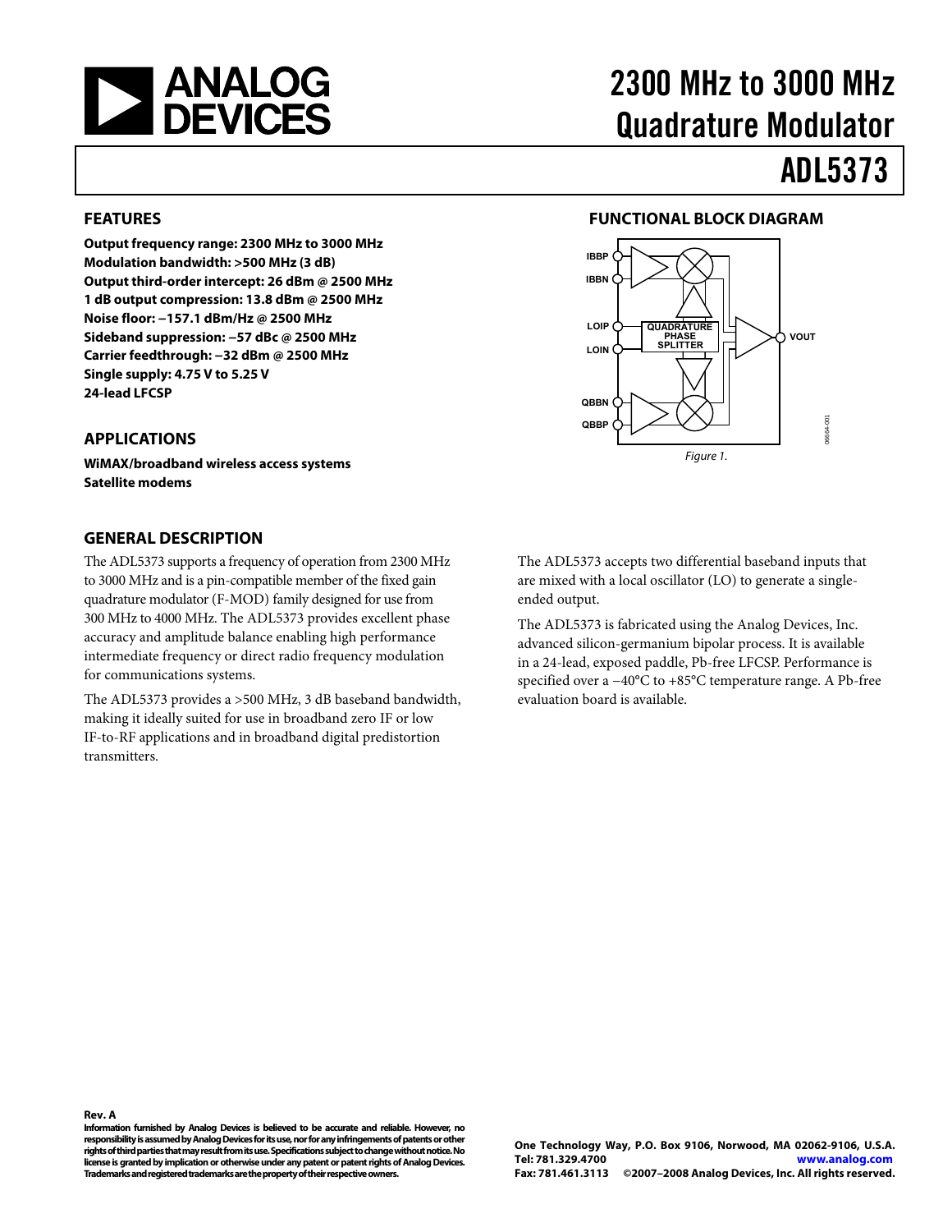# 2300 MHz to 3000 MHz Quadrature Modulator

# ADL5373

## FEATURES

**Output frequency range: 2300 MHz to 3000 MHz**
**Modulation bandwidth: >500 MHz (3 dB)**
**Output third-order intercept: 26 dBm @ 2500 MHz**
**1 dB output compression: 13.8 dBm @ 2500 MHz**
**Noise floor: −157.1 dBm/Hz @ 2500 MHz**
**Sideband suppression: −57 dBc @ 2500 MHz**
**Carrier feedthrough: −32 dBm @ 2500 MHz**
**Single supply: 4.75 V to 5.25 V**
**24-lead LFCSP**

## APPLICATIONS

**WiMAX/broadband wireless access systems**
**Satellite modems**

## FUNCTIONAL BLOCK DIAGRAM

*Figure 1.*

## GENERAL DESCRIPTION

The ADL5373 supports a frequency of operation from 2300 MHz to 3000 MHz and is a pin-compatible member of the fixed gain quadrature modulator (F-MOD) family designed for use from 300 MHz to 4000 MHz. The ADL5373 provides excellent phase accuracy and amplitude balance enabling high performance intermediate frequency or direct radio frequency modulation for communications systems.

The ADL5373 provides a >500 MHz, 3 dB baseband bandwidth, making it ideally suited for use in broadband zero IF or low IF-to-RF applications and in broadband digital predistortion transmitters.

The ADL5373 accepts two differential baseband inputs that are mixed with a local oscillator (LO) to generate a single-ended output.

The ADL5373 is fabricated using the Analog Devices, Inc. advanced silicon-germanium bipolar process. It is available in a 24-lead, exposed paddle, Pb-free LFCSP. Performance is specified over a −40°C to +85°C temperature range. A Pb-free evaluation board is available.

**Rev. A**

**Information furnished by Analog Devices is believed to be accurate and reliable. However, no responsibility is assumed by Analog Devices for its use, nor for any infringements of patents or other rights of third parties that may result from its use. Specifications subject to change without notice. No license is granted by implication or otherwise under any patent or patent rights of Analog Devices. Trademarks and registered trademarks are the property of their respective owners.**

**One Technology Way, P.O. Box 9106, Norwood, MA 02062-9106, U.S.A.**
**Tel: 781.329.4700 www.analog.com**
**Fax: 781.461.3113 ©2007–2008 Analog Devices, Inc. All rights reserved.**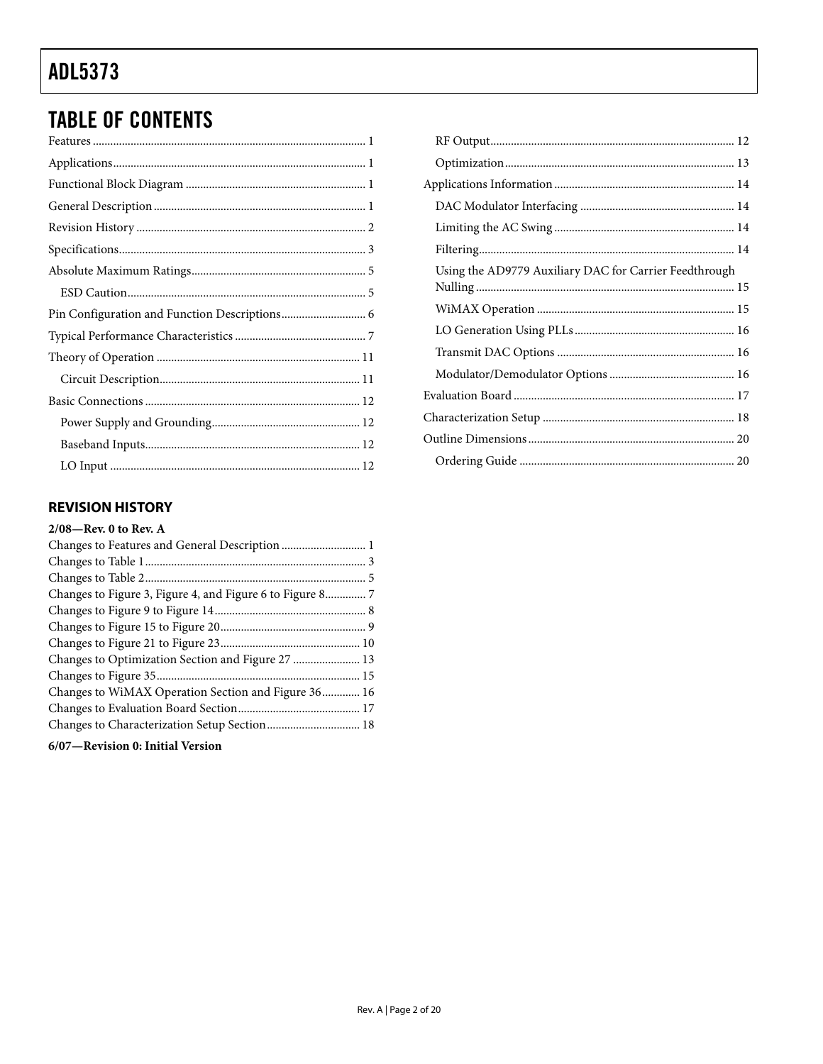## TABLE OF CONTENTS

Features ... 1
Applications ... 1
Functional Block Diagram ... 1
General Description ... 1
Revision History ... 2
Specifications ... 3
Absolute Maximum Ratings ... 5
- ESD Caution ... 5

Pin Configuration and Function Descriptions ... 6
Typical Performance Characteristics ... 7
Theory of Operation ... 11
- Circuit Description ... 11

Basic Connections ... 12
- Power Supply and Grounding ... 12
- Baseband Inputs ... 12
- LO Input ... 12
- RF Output ... 12
- Optimization ... 13

Applications Information ... 14
- DAC Modulator Interfacing ... 14
- Limiting the AC Swing ... 14
- Filtering ... 14
- Using the AD9779 Auxiliary DAC for Carrier Feedthrough Nulling ... 15
- WiMAX Operation ... 15
- LO Generation Using PLLs ... 16
- Transmit DAC Options ... 16
- Modulator/Demodulator Options ... 16

Evaluation Board ... 17
Characterization Setup ... 18
Outline Dimensions ... 20
- Ordering Guide ... 20

### REVISION HISTORY

**2/08—Rev. 0 to Rev. A**

Changes to Features and General Description ... 1
Changes to Table 1 ... 3
Changes to Table 2 ... 5
Changes to Figure 3, Figure 4, and Figure 6 to Figure 8 ... 7
Changes to Figure 9 to Figure 14 ... 8
Changes to Figure 15 to Figure 20 ... 9
Changes to Figure 21 to Figure 23 ... 10
Changes to Optimization Section and Figure 27 ... 13
Changes to Figure 35 ... 15
Changes to WiMAX Operation Section and Figure 36 ... 16
Changes to Evaluation Board Section ... 17
Changes to Characterization Setup Section ... 18

**6/07—Revision 0: Initial Version**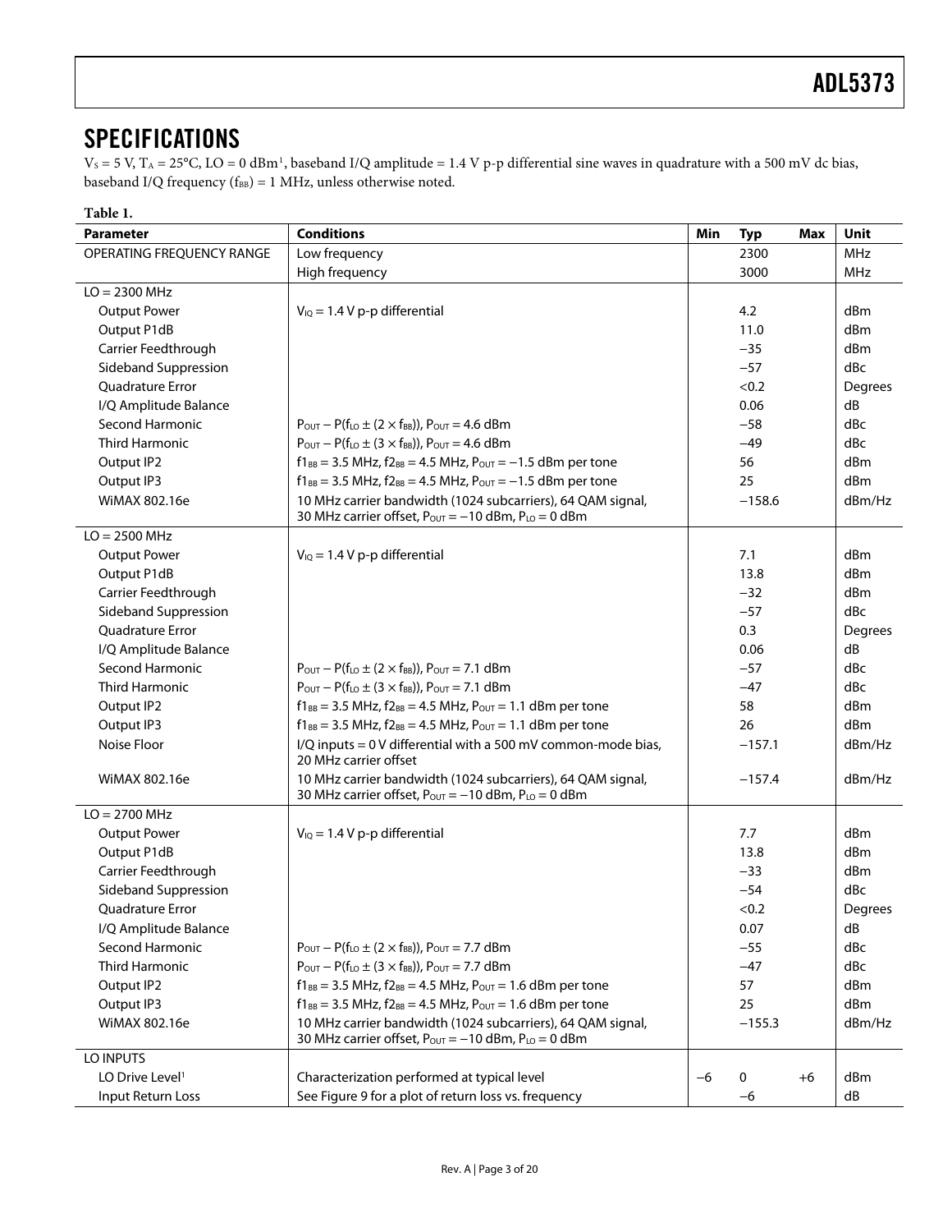## SPECIFICATIONS

$V_S$ = 5 V, $T_A$ = 25°C, LO = 0 dBm[1], baseband I/Q amplitude = 1.4 V p-p differential sine waves in quadrature with a 500 mV dc bias, baseband I/Q frequency ($f_{BB}$) = 1 MHz, unless otherwise noted.

**Table 1.**

| Parameter | Conditions | Min | Typ | Max | Unit |
|---|---|---|---|---|---|
| OPERATING FREQUENCY RANGE | Low frequency | | 2300 | | MHz |
| | High frequency | | 3000 | | MHz |
| LO = 2300 MHz | | | | | |
| Output Power | $V_{IQ}$ = 1.4 V p-p differential | | 4.2 | | dBm |
| Output P1dB | | | 11.0 | | dBm |
| Carrier Feedthrough | | | −35 | | dBm |
| Sideband Suppression | | | −57 | | dBc |
| Quadrature Error | | | <0.2 | | Degrees |
| I/Q Amplitude Balance | | | 0.06 | | dB |
| Second Harmonic | $P_{OUT} - P(f_{LO} \pm (2 \times f_{BB}))$, $P_{OUT}$ = 4.6 dBm | | −58 | | dBc |
| Third Harmonic | $P_{OUT} - P(f_{LO} \pm (3 \times f_{BB}))$, $P_{OUT}$ = 4.6 dBm | | −49 | | dBc |
| Output IP2 | $f1_{BB}$ = 3.5 MHz, $f2_{BB}$ = 4.5 MHz, $P_{OUT}$ = −1.5 dBm per tone | | 56 | | dBm |
| Output IP3 | $f1_{BB}$ = 3.5 MHz, $f2_{BB}$ = 4.5 MHz, $P_{OUT}$ = −1.5 dBm per tone | | 25 | | dBm |
| WiMAX 802.16e | 10 MHz carrier bandwidth (1024 subcarriers), 64 QAM signal, 30 MHz carrier offset, $P_{OUT}$ = −10 dBm, $P_{LO}$ = 0 dBm | | −158.6 | | dBm/Hz |
| LO = 2500 MHz | | | | | |
| Output Power | $V_{IQ}$ = 1.4 V p-p differential | | 7.1 | | dBm |
| Output P1dB | | | 13.8 | | dBm |
| Carrier Feedthrough | | | −32 | | dBm |
| Sideband Suppression | | | −57 | | dBc |
| Quadrature Error | | | 0.3 | | Degrees |
| I/Q Amplitude Balance | | | 0.06 | | dB |
| Second Harmonic | $P_{OUT} - P(f_{LO} \pm (2 \times f_{BB}))$, $P_{OUT}$ = 7.1 dBm | | −57 | | dBc |
| Third Harmonic | $P_{OUT} - P(f_{LO} \pm (3 \times f_{BB}))$, $P_{OUT}$ = 7.1 dBm | | −47 | | dBc |
| Output IP2 | $f1_{BB}$ = 3.5 MHz, $f2_{BB}$ = 4.5 MHz, $P_{OUT}$ = 1.1 dBm per tone | | 58 | | dBm |
| Output IP3 | $f1_{BB}$ = 3.5 MHz, $f2_{BB}$ = 4.5 MHz, $P_{OUT}$ = 1.1 dBm per tone | | 26 | | dBm |
| Noise Floor | I/Q inputs = 0 V differential with a 500 mV common-mode bias, 20 MHz carrier offset | | −157.1 | | dBm/Hz |
| WiMAX 802.16e | 10 MHz carrier bandwidth (1024 subcarriers), 64 QAM signal, 30 MHz carrier offset, $P_{OUT}$ = −10 dBm, $P_{LO}$ = 0 dBm | | −157.4 | | dBm/Hz |
| LO = 2700 MHz | | | | | |
| Output Power | $V_{IQ}$ = 1.4 V p-p differential | | 7.7 | | dBm |
| Output P1dB | | | 13.8 | | dBm |
| Carrier Feedthrough | | | −33 | | dBm |
| Sideband Suppression | | | −54 | | dBc |
| Quadrature Error | | | <0.2 | | Degrees |
| I/Q Amplitude Balance | | | 0.07 | | dB |
| Second Harmonic | $P_{OUT} - P(f_{LO} \pm (2 \times f_{BB}))$, $P_{OUT}$ = 7.7 dBm | | −55 | | dBc |
| Third Harmonic | $P_{OUT} - P(f_{LO} \pm (3 \times f_{BB}))$, $P_{OUT}$ = 7.7 dBm | | −47 | | dBc |
| Output IP2 | $f1_{BB}$ = 3.5 MHz, $f2_{BB}$ = 4.5 MHz, $P_{OUT}$ = 1.6 dBm per tone | | 57 | | dBm |
| Output IP3 | $f1_{BB}$ = 3.5 MHz, $f2_{BB}$ = 4.5 MHz, $P_{OUT}$ = 1.6 dBm per tone | | 25 | | dBm |
| WiMAX 802.16e | 10 MHz carrier bandwidth (1024 subcarriers), 64 QAM signal, 30 MHz carrier offset, $P_{OUT}$ = −10 dBm, $P_{LO}$ = 0 dBm | | −155.3 | | dBm/Hz |
| LO INPUTS | | | | | |
| LO Drive Level[1] | Characterization performed at typical level | −6 | 0 | +6 | dBm |
| Input Return Loss | See Figure 9 for a plot of return loss vs. frequency | | −6 | | dB |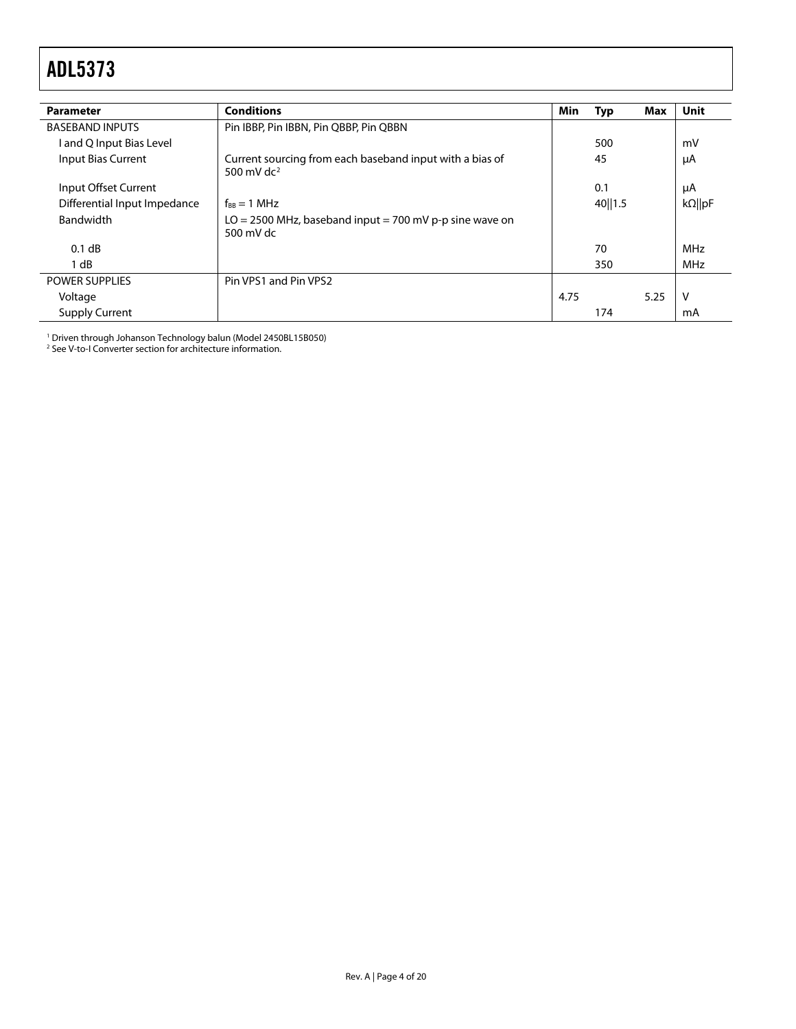| Parameter | Conditions | Min | Typ | Max | Unit |
|---|---|---|---|---|---|
| BASEBAND INPUTS | Pin IBBP, Pin IBBN, Pin QBBP, Pin QBBN | | | | |
| I and Q Input Bias Level | | | 500 | | mV |
| Input Bias Current | Current sourcing from each baseband input with a bias of 500 mV dc[2] | | 45 | | μA |
| Input Offset Current | | | 0.1 | | μA |
| Differential Input Impedance | $f_{BB}$ = 1 MHz | | 40‖1.5 | | kΩ‖pF |
| Bandwidth | LO = 2500 MHz, baseband input = 700 mV p-p sine wave on 500 mV dc | | | | |
| 0.1 dB | | | 70 | | MHz |
| 1 dB | | | 350 | | MHz |
| POWER SUPPLIES | Pin VPS1 and Pin VPS2 | | | | |
| Voltage | | 4.75 | | 5.25 | V |
| Supply Current | | | 174 | | mA |

[1] Driven through Johanson Technology balun (Model 2450BL15B050)
[2] See V-to-I Converter section for architecture information.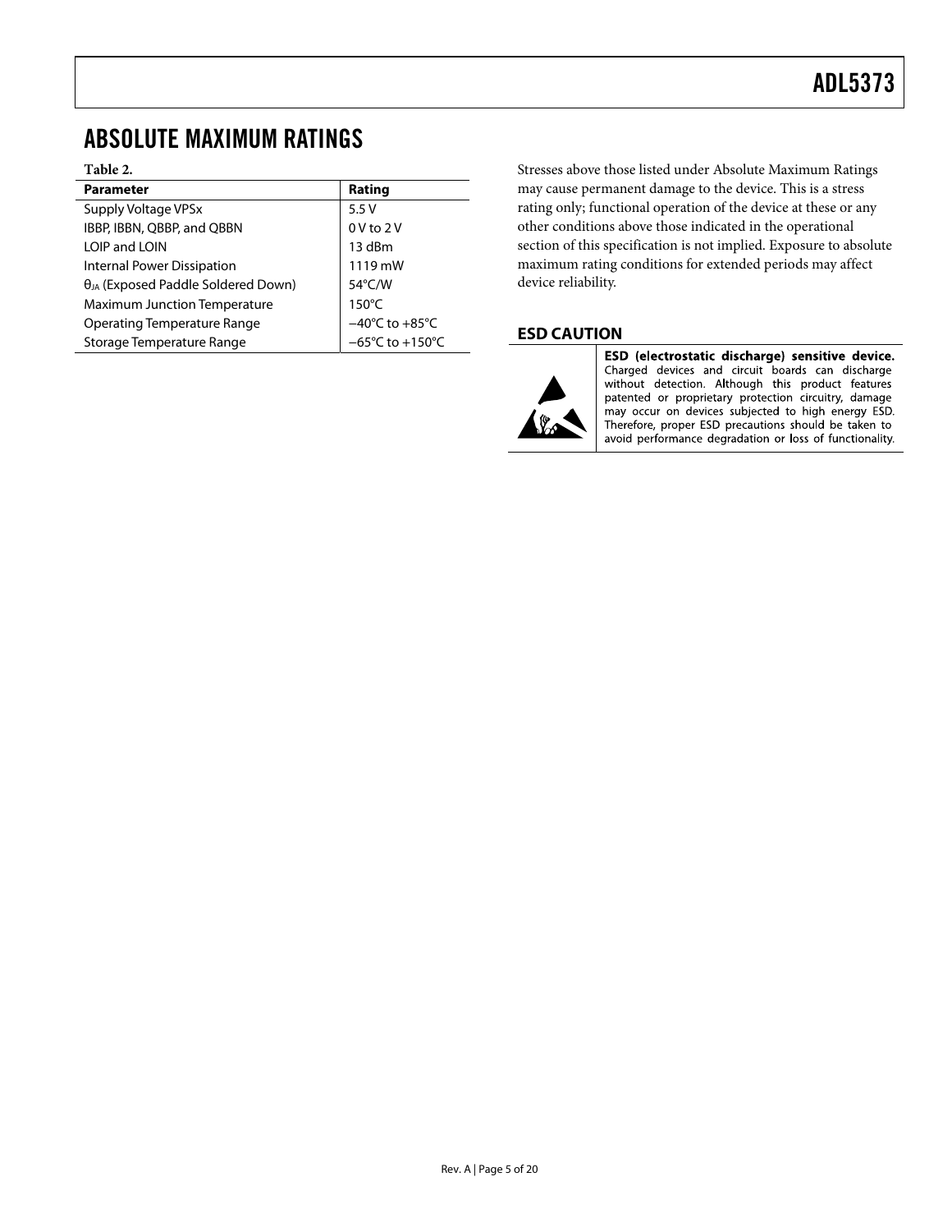# ABSOLUTE MAXIMUM RATINGS

**Table 2.**

| Parameter | Rating |
|---|---|
| Supply Voltage VPSx | 5.5 V |
| IBBP, IBBN, QBBP, and QBBN | 0 V to 2 V |
| LOIP and LOIN | 13 dBm |
| Internal Power Dissipation | 1119 mW |
| $\theta_{JA}$ (Exposed Paddle Soldered Down) | 54°C/W |
| Maximum Junction Temperature | 150°C |
| Operating Temperature Range | −40°C to +85°C |
| Storage Temperature Range | −65°C to +150°C |

Stresses above those listed under Absolute Maximum Ratings may cause permanent damage to the device. This is a stress rating only; functional operation of the device at these or any other conditions above those indicated in the operational section of this specification is not implied. Exposure to absolute maximum rating conditions for extended periods may affect device reliability.

## ESD CAUTION

**ESD (electrostatic discharge) sensitive device.** Charged devices and circuit boards can discharge without detection. Although this product features patented or proprietary protection circuitry, damage may occur on devices subjected to high energy ESD. Therefore, proper ESD precautions should be taken to avoid performance degradation or loss of functionality.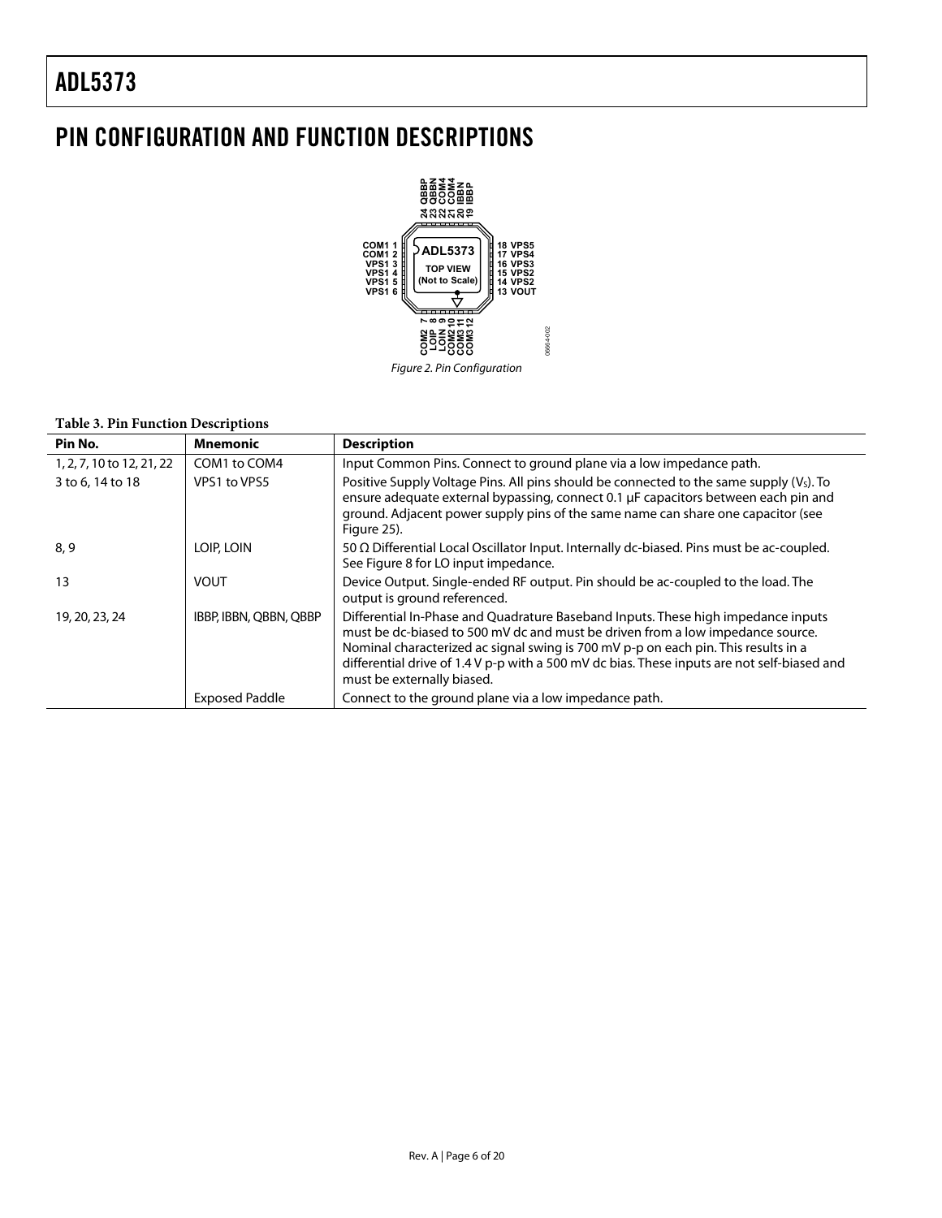# PIN CONFIGURATION AND FUNCTION DESCRIPTIONS

Figure 2. Pin Configuration

**Table 3. Pin Function Descriptions**

| Pin No. | Mnemonic | Description |
|---|---|---|
| 1, 2, 7, 10 to 12, 21, 22 | COM1 to COM4 | Input Common Pins. Connect to ground plane via a low impedance path. |
| 3 to 6, 14 to 18 | VPS1 to VPS5 | Positive Supply Voltage Pins. All pins should be connected to the same supply ($V_S$). To ensure adequate external bypassing, connect 0.1 μF capacitors between each pin and ground. Adjacent power supply pins of the same name can share one capacitor (see Figure 25). |
| 8, 9 | LOIP, LOIN | 50 Ω Differential Local Oscillator Input. Internally dc-biased. Pins must be ac-coupled. See Figure 8 for LO input impedance. |
| 13 | VOUT | Device Output. Single-ended RF output. Pin should be ac-coupled to the load. The output is ground referenced. |
| 19, 20, 23, 24 | IBBP, IBBN, QBBN, QBBP | Differential In-Phase and Quadrature Baseband Inputs. These high impedance inputs must be dc-biased to 500 mV dc and must be driven from a low impedance source. Nominal characterized ac signal swing is 700 mV p-p on each pin. This results in a differential drive of 1.4 V p-p with a 500 mV dc bias. These inputs are not self-biased and must be externally biased. |
| | Exposed Paddle | Connect to the ground plane via a low impedance path. |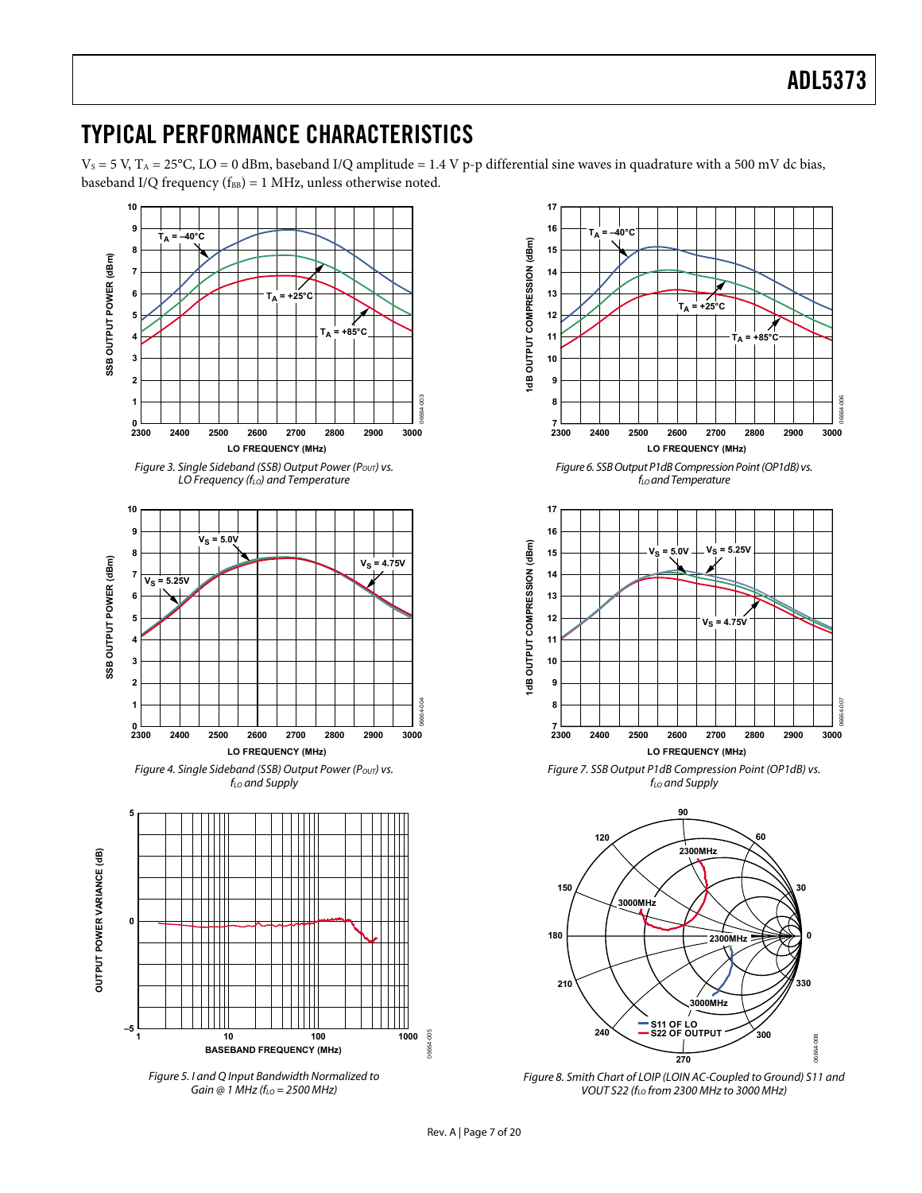## TYPICAL PERFORMANCE CHARACTERISTICS

$V_S$ = 5 V, $T_A$ = 25°C, LO = 0 dBm, baseband I/Q amplitude = 1.4 V p-p differential sine waves in quadrature with a 500 mV dc bias, baseband I/Q frequency ($f_{BB}$) = 1 MHz, unless otherwise noted.

*Figure 3. Single Sideband (SSB) Output Power ($P_{OUT}$) vs. LO Frequency ($f_{LO}$) and Temperature*

*Figure 4. Single Sideband (SSB) Output Power ($P_{OUT}$) vs. $f_{LO}$ and Supply*

*Figure 5. I and Q Input Bandwidth Normalized to Gain @ 1 MHz ($f_{LO}$ = 2500 MHz)*

*Figure 6. SSB Output P1dB Compression Point (OP1dB) vs. $f_{LO}$ and Temperature*

*Figure 7. SSB Output P1dB Compression Point (OP1dB) vs. $f_{LO}$ and Supply*

*Figure 8. Smith Chart of LOIP (LOIN AC-Coupled to Ground) S11 and VOUT S22 ($f_{LO}$ from 2300 MHz to 3000 MHz)*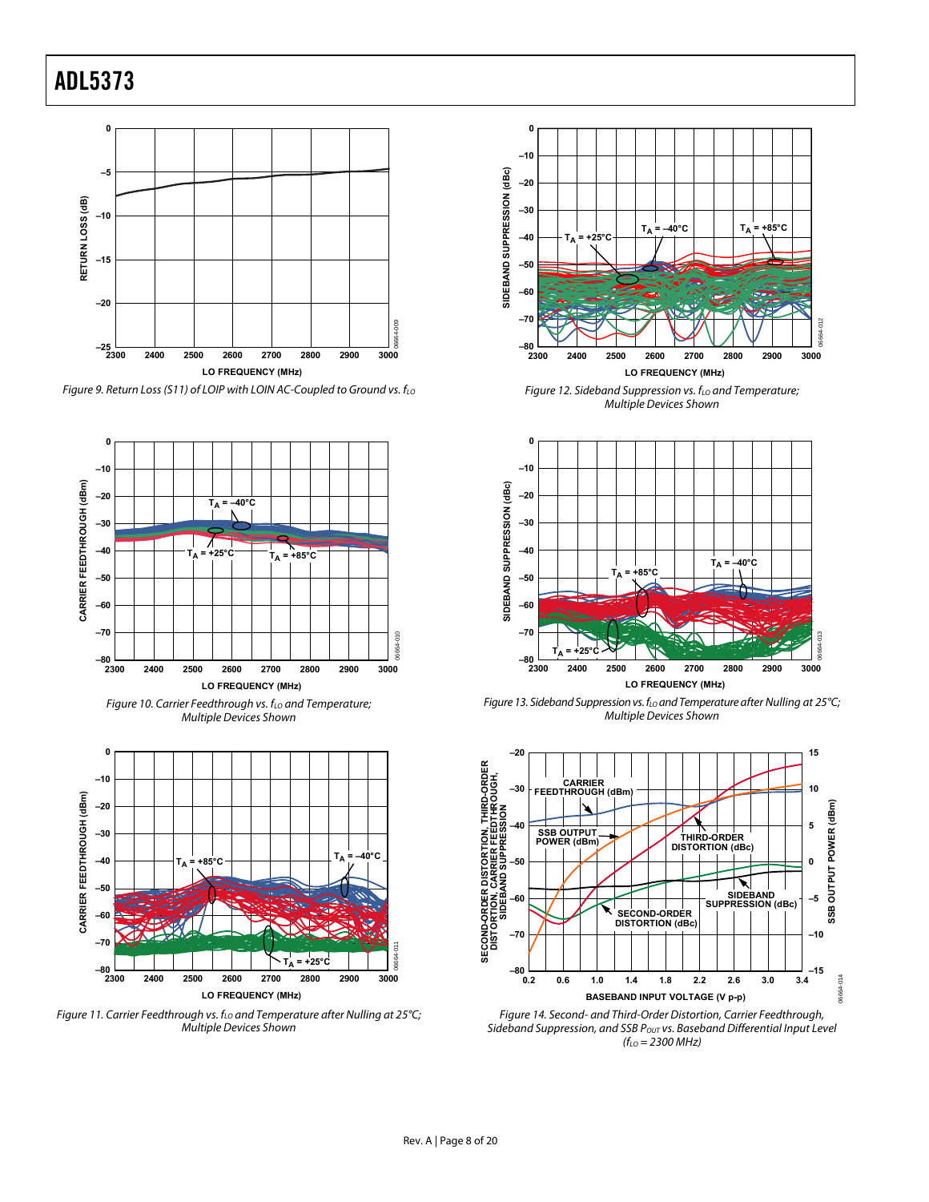Figure 9. Return Loss (S11) of LOIP with LOIN AC-Coupled to Ground vs. $f_{LO}$

Figure 10. Carrier Feedthrough vs. $f_{LO}$ and Temperature; Multiple Devices Shown

Figure 11. Carrier Feedthrough vs. $f_{LO}$ and Temperature after Nulling at 25°C; Multiple Devices Shown

Figure 12. Sideband Suppression vs. $f_{LO}$ and Temperature; Multiple Devices Shown

Figure 13. Sideband Suppression vs. $f_{LO}$ and Temperature after Nulling at 25°C; Multiple Devices Shown

Figure 14. Second- and Third-Order Distortion, Carrier Feedthrough, Sideband Suppression, and SSB $P_{OUT}$ vs. Baseband Differential Input Level ($f_{LO}$ = 2300 MHz)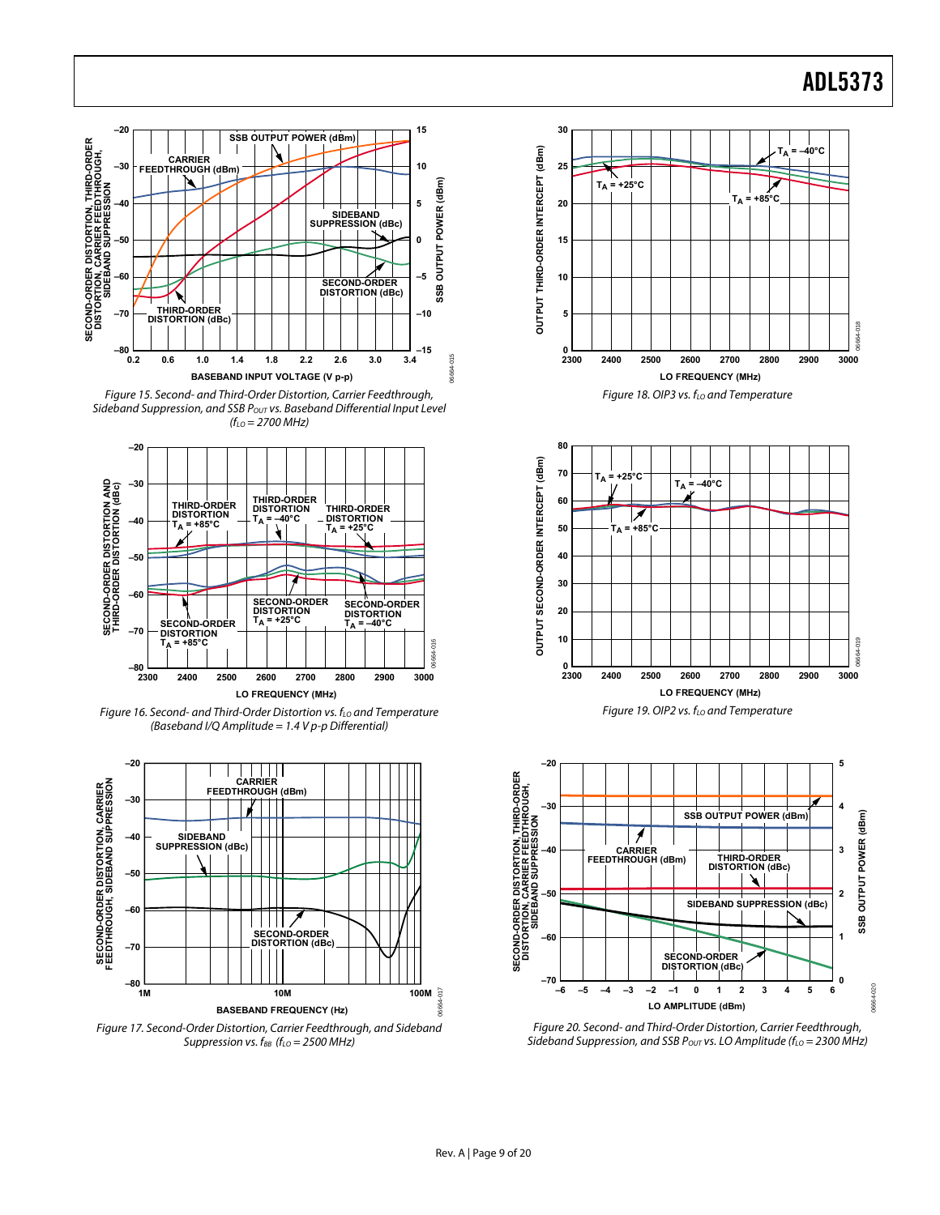Figure 15. Second- and Third-Order Distortion, Carrier Feedthrough, Sideband Suppression, and SSB $P_{OUT}$ vs. Baseband Differential Input Level ($f_{LO}$ = 2700 MHz)

Figure 16. Second- and Third-Order Distortion vs. $f_{LO}$ and Temperature (Baseband I/Q Amplitude = 1.4 V p-p Differential)

Figure 17. Second-Order Distortion, Carrier Feedthrough, and Sideband Suppression vs. $f_{BB}$ ($f_{LO}$ = 2500 MHz)

Figure 18. OIP3 vs. $f_{LO}$ and Temperature

Figure 19. OIP2 vs. $f_{LO}$ and Temperature

Figure 20. Second- and Third-Order Distortion, Carrier Feedthrough, Sideband Suppression, and SSB $P_{OUT}$ vs. LO Amplitude ($f_{LO}$ = 2300 MHz)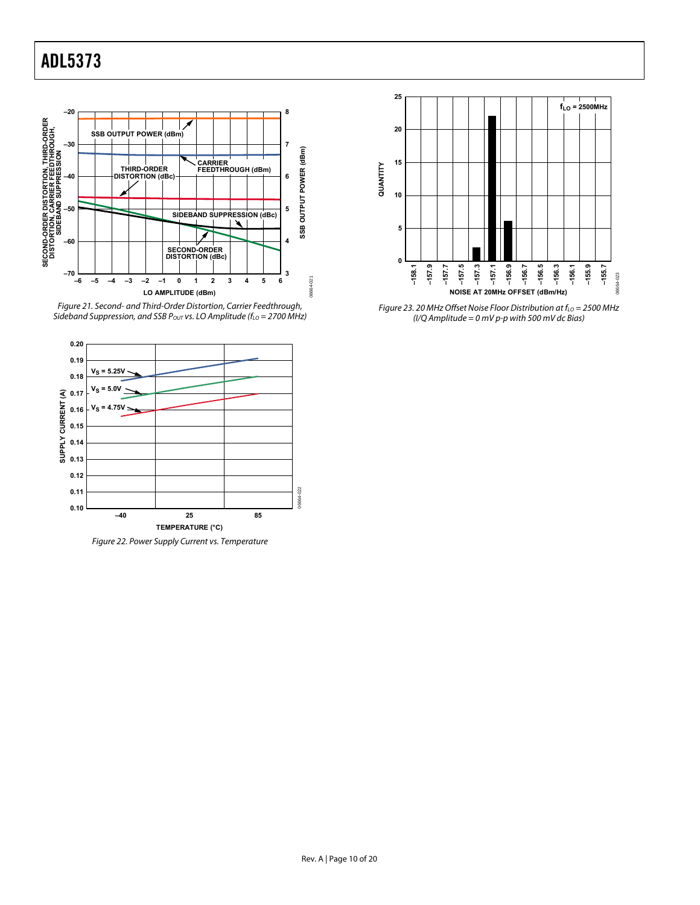Figure 21. Second- and Third-Order Distortion, Carrier Feedthrough, Sideband Suppression, and SSB $P_{OUT}$ vs. LO Amplitude ($f_{LO}$ = 2700 MHz)

Figure 22. Power Supply Current vs. Temperature

Figure 23. 20 MHz Offset Noise Floor Distribution at $f_{LO}$ = 2500 MHz (I/Q Amplitude = 0 mV p-p with 500 mV dc Bias)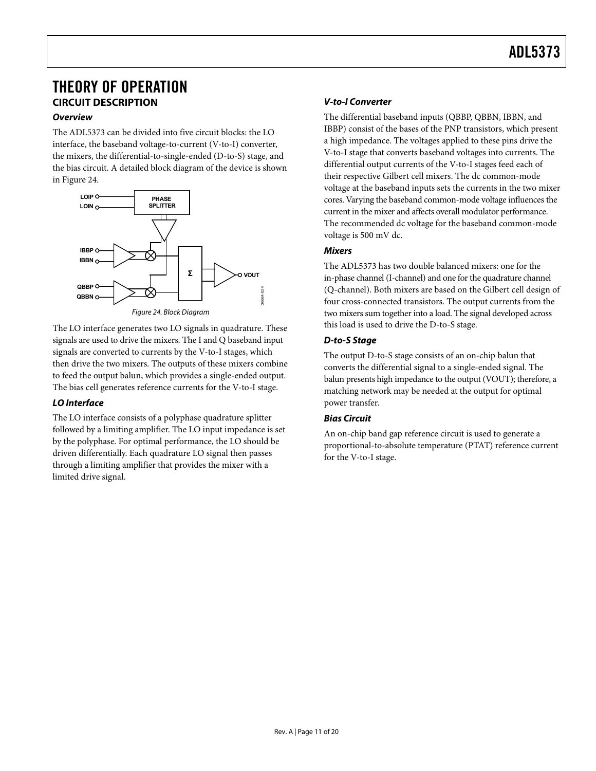# THEORY OF OPERATION

## CIRCUIT DESCRIPTION

### *Overview*

The ADL5373 can be divided into five circuit blocks: the LO interface, the baseband voltage-to-current (V-to-I) converter, the mixers, the differential-to-single-ended (D-to-S) stage, and the bias circuit. A detailed block diagram of the device is shown in Figure 24.

Figure 24. Block Diagram

The LO interface generates two LO signals in quadrature. These signals are used to drive the mixers. The I and Q baseband input signals are converted to currents by the V-to-I stages, which then drive the two mixers. The outputs of these mixers combine to feed the output balun, which provides a single-ended output. The bias cell generates reference currents for the V-to-I stage.

### *LO Interface*

The LO interface consists of a polyphase quadrature splitter followed by a limiting amplifier. The LO input impedance is set by the polyphase. For optimal performance, the LO should be driven differentially. Each quadrature LO signal then passes through a limiting amplifier that provides the mixer with a limited drive signal.

### *V-to-I Converter*

The differential baseband inputs (QBBP, QBBN, IBBN, and IBBP) consist of the bases of the PNP transistors, which present a high impedance. The voltages applied to these pins drive the V-to-I stage that converts baseband voltages into currents. The differential output currents of the V-to-I stages feed each of their respective Gilbert cell mixers. The dc common-mode voltage at the baseband inputs sets the currents in the two mixer cores. Varying the baseband common-mode voltage influences the current in the mixer and affects overall modulator performance. The recommended dc voltage for the baseband common-mode voltage is 500 mV dc.

### *Mixers*

The ADL5373 has two double balanced mixers: one for the in-phase channel (I-channel) and one for the quadrature channel (Q-channel). Both mixers are based on the Gilbert cell design of four cross-connected transistors. The output currents from the two mixers sum together into a load. The signal developed across this load is used to drive the D-to-S stage.

### *D-to-S Stage*

The output D-to-S stage consists of an on-chip balun that converts the differential signal to a single-ended signal. The balun presents high impedance to the output (VOUT); therefore, a matching network may be needed at the output for optimal power transfer.

### *Bias Circuit*

An on-chip band gap reference circuit is used to generate a proportional-to-absolute temperature (PTAT) reference current for the V-to-I stage.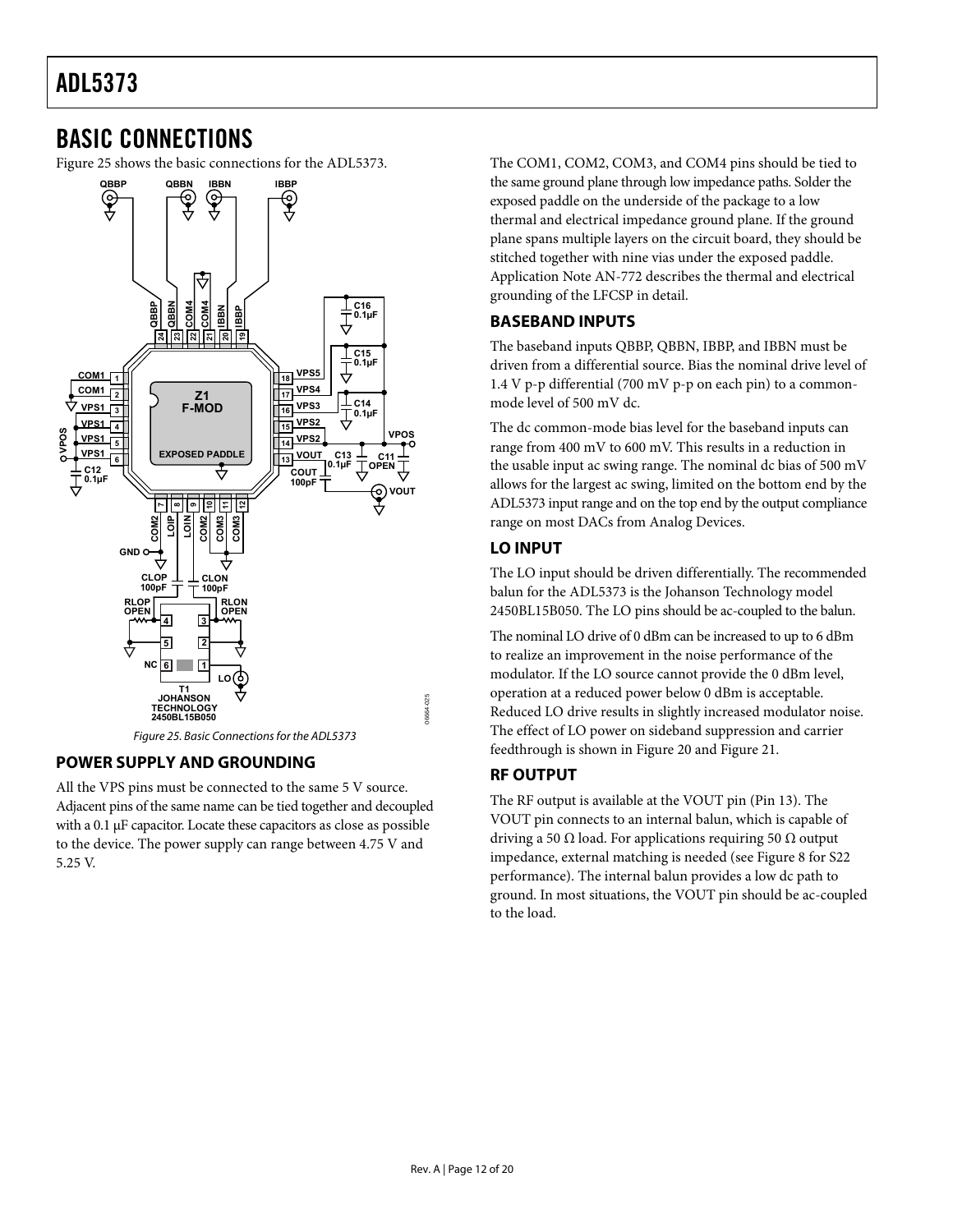# BASIC CONNECTIONS

Figure 25 shows the basic connections for the ADL5373.

Figure 25. Basic Connections for the ADL5373

## POWER SUPPLY AND GROUNDING

All the VPS pins must be connected to the same 5 V source. Adjacent pins of the same name can be tied together and decoupled with a 0.1 μF capacitor. Locate these capacitors as close as possible to the device. The power supply can range between 4.75 V and 5.25 V.

The COM1, COM2, COM3, and COM4 pins should be tied to the same ground plane through low impedance paths. Solder the exposed paddle on the underside of the package to a low thermal and electrical impedance ground plane. If the ground plane spans multiple layers on the circuit board, they should be stitched together with nine vias under the exposed paddle. Application Note AN-772 describes the thermal and electrical grounding of the LFCSP in detail.

## BASEBAND INPUTS

The baseband inputs QBBP, QBBN, IBBP, and IBBN must be driven from a differential source. Bias the nominal drive level of 1.4 V p-p differential (700 mV p-p on each pin) to a common-mode level of 500 mV dc.

The dc common-mode bias level for the baseband inputs can range from 400 mV to 600 mV. This results in a reduction in the usable input ac swing range. The nominal dc bias of 500 mV allows for the largest ac swing, limited on the bottom end by the ADL5373 input range and on the top end by the output compliance range on most DACs from Analog Devices.

## LO INPUT

The LO input should be driven differentially. The recommended balun for the ADL5373 is the Johanson Technology model 2450BL15B050. The LO pins should be ac-coupled to the balun.

The nominal LO drive of 0 dBm can be increased to up to 6 dBm to realize an improvement in the noise performance of the modulator. If the LO source cannot provide the 0 dBm level, operation at a reduced power below 0 dBm is acceptable. Reduced LO drive results in slightly increased modulator noise. The effect of LO power on sideband suppression and carrier feedthrough is shown in Figure 20 and Figure 21.

## RF OUTPUT

The RF output is available at the VOUT pin (Pin 13). The VOUT pin connects to an internal balun, which is capable of driving a 50 Ω load. For applications requiring 50 Ω output impedance, external matching is needed (see Figure 8 for S22 performance). The internal balun provides a low dc path to ground. In most situations, the VOUT pin should be ac-coupled to the load.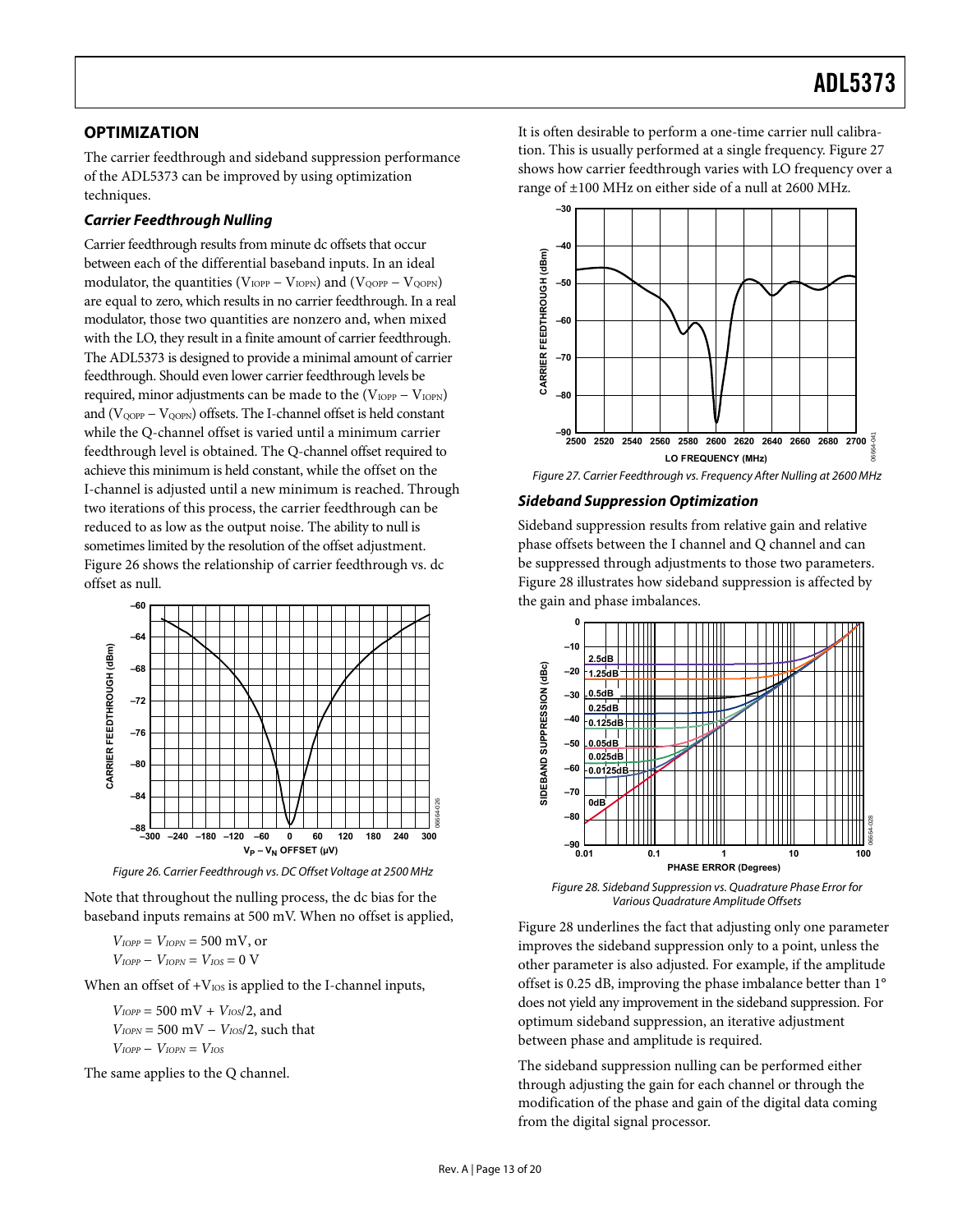## OPTIMIZATION

The carrier feedthrough and sideband suppression performance of the ADL5373 can be improved by using optimization techniques.

### *Carrier Feedthrough Nulling*

Carrier feedthrough results from minute dc offsets that occur between each of the differential baseband inputs. In an ideal modulator, the quantities ($V_{IOPP} - V_{IOPN}$) and ($V_{QOPP} - V_{QOPN}$) are equal to zero, which results in no carrier feedthrough. In a real modulator, those two quantities are nonzero and, when mixed with the LO, they result in a finite amount of carrier feedthrough. The ADL5373 is designed to provide a minimal amount of carrier feedthrough. Should even lower carrier feedthrough levels be required, minor adjustments can be made to the ($V_{IOPP} - V_{IOPN}$) and ($V_{QOPP} - V_{QOPN}$) offsets. The I-channel offset is held constant while the Q-channel offset is varied until a minimum carrier feedthrough level is obtained. The Q-channel offset required to achieve this minimum is held constant, while the offset on the I-channel is adjusted until a new minimum is reached. Through two iterations of this process, the carrier feedthrough can be reduced to as low as the output noise. The ability to null is sometimes limited by the resolution of the offset adjustment. Figure 26 shows the relationship of carrier feedthrough vs. dc offset as null.

*Figure 26. Carrier Feedthrough vs. DC Offset Voltage at 2500 MHz*

Note that throughout the nulling process, the dc bias for the baseband inputs remains at 500 mV. When no offset is applied,

$V_{IOPP} = V_{IOPN} = 500$ mV, or
$V_{IOPP} - V_{IOPN} = V_{IOS} = 0$ V

When an offset of $+V_{IOS}$ is applied to the I-channel inputs,

$V_{IOPP} = 500 \text{ mV} + V_{IOS}/2$, and
$V_{IOPN} = 500 \text{ mV} - V_{IOS}/2$, such that
$V_{IOPP} - V_{IOPN} = V_{IOS}$

The same applies to the Q channel.

It is often desirable to perform a one-time carrier null calibration. This is usually performed at a single frequency. Figure 27 shows how carrier feedthrough varies with LO frequency over a range of ±100 MHz on either side of a null at 2600 MHz.

*Figure 27. Carrier Feedthrough vs. Frequency After Nulling at 2600 MHz*

### *Sideband Suppression Optimization*

Sideband suppression results from relative gain and relative phase offsets between the I channel and Q channel and can be suppressed through adjustments to those two parameters. Figure 28 illustrates how sideband suppression is affected by the gain and phase imbalances.

*Figure 28. Sideband Suppression vs. Quadrature Phase Error for Various Quadrature Amplitude Offsets*

Figure 28 underlines the fact that adjusting only one parameter improves the sideband suppression only to a point, unless the other parameter is also adjusted. For example, if the amplitude offset is 0.25 dB, improving the phase imbalance better than 1° does not yield any improvement in the sideband suppression. For optimum sideband suppression, an iterative adjustment between phase and amplitude is required.

The sideband suppression nulling can be performed either through adjusting the gain for each channel or through the modification of the phase and gain of the digital data coming from the digital signal processor.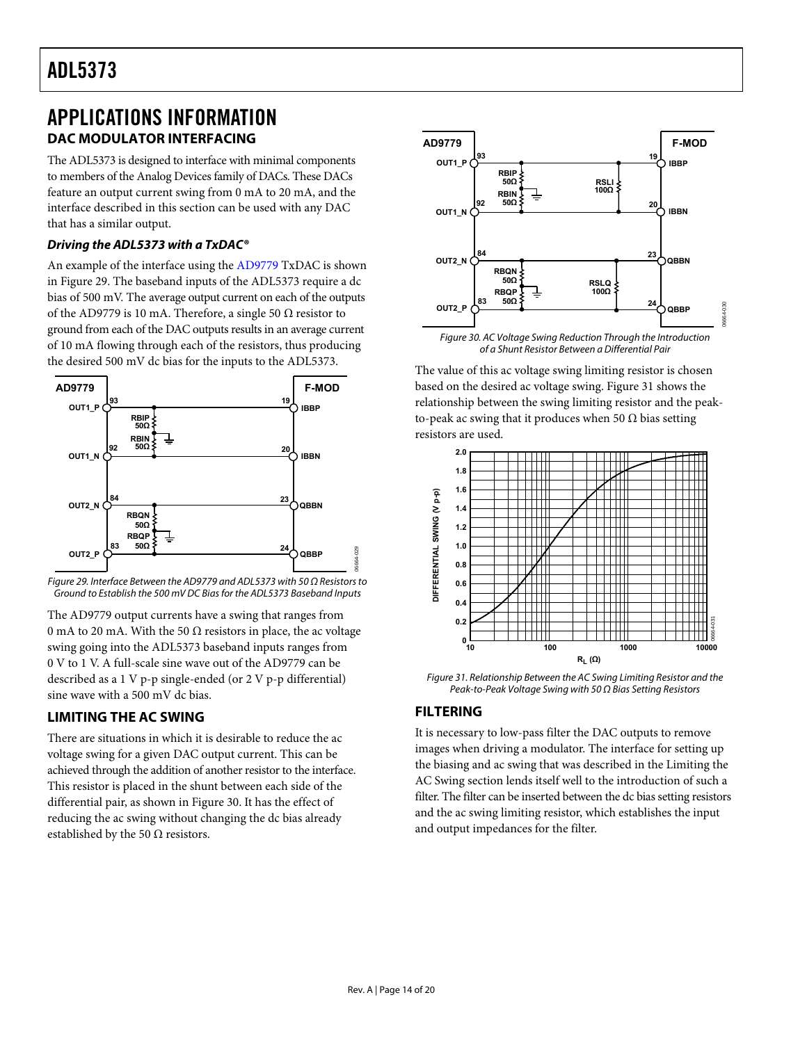# APPLICATIONS INFORMATION

## DAC MODULATOR INTERFACING

The ADL5373 is designed to interface with minimal components to members of the Analog Devices family of DACs. These DACs feature an output current swing from 0 mA to 20 mA, and the interface described in this section can be used with any DAC that has a similar output.

### *Driving the ADL5373 with a TxDAC®*

An example of the interface using the AD9779 TxDAC is shown in Figure 29. The baseband inputs of the ADL5373 require a dc bias of 500 mV. The average output current on each of the outputs of the AD9779 is 10 mA. Therefore, a single 50 Ω resistor to ground from each of the DAC outputs results in an average current of 10 mA flowing through each of the resistors, thus producing the desired 500 mV dc bias for the inputs to the ADL5373.

*Figure 29. Interface Between the AD9779 and ADL5373 with 50 Ω Resistors to Ground to Establish the 500 mV DC Bias for the ADL5373 Baseband Inputs*

The AD9779 output currents have a swing that ranges from 0 mA to 20 mA. With the 50 Ω resistors in place, the ac voltage swing going into the ADL5373 baseband inputs ranges from 0 V to 1 V. A full-scale sine wave out of the AD9779 can be described as a 1 V p-p single-ended (or 2 V p-p differential) sine wave with a 500 mV dc bias.

## LIMITING THE AC SWING

There are situations in which it is desirable to reduce the ac voltage swing for a given DAC output current. This can be achieved through the addition of another resistor to the interface. This resistor is placed in the shunt between each side of the differential pair, as shown in Figure 30. It has the effect of reducing the ac swing without changing the dc bias already established by the 50 Ω resistors.

*Figure 30. AC Voltage Swing Reduction Through the Introduction of a Shunt Resistor Between a Differential Pair*

The value of this ac voltage swing limiting resistor is chosen based on the desired ac voltage swing. Figure 31 shows the relationship between the swing limiting resistor and the peak-to-peak ac swing that it produces when 50 Ω bias setting resistors are used.

*Figure 31. Relationship Between the AC Swing Limiting Resistor and the Peak-to-Peak Voltage Swing with 50 Ω Bias Setting Resistors*

## FILTERING

It is necessary to low-pass filter the DAC outputs to remove images when driving a modulator. The interface for setting up the biasing and ac swing that was described in the Limiting the AC Swing section lends itself well to the introduction of such a filter. The filter can be inserted between the dc bias setting resistors and the ac swing limiting resistor, which establishes the input and output impedances for the filter.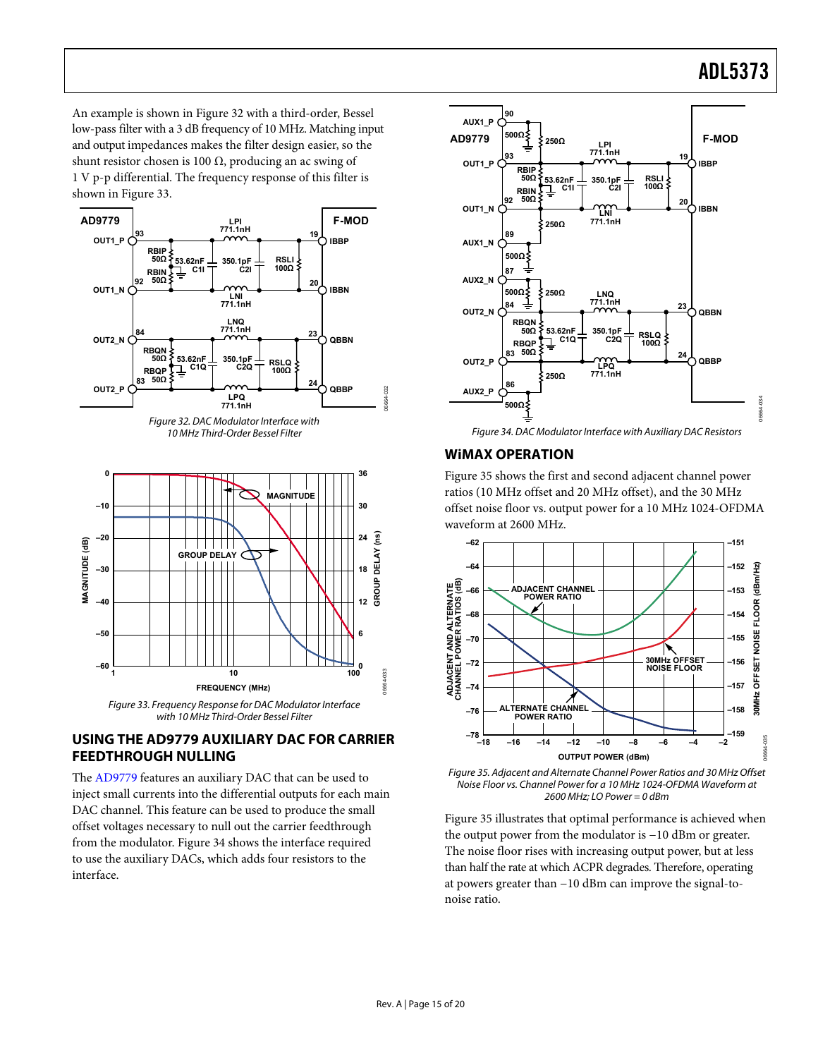An example is shown in Figure 32 with a third-order, Bessel low-pass filter with a 3 dB frequency of 10 MHz. Matching input and output impedances makes the filter design easier, so the shunt resistor chosen is 100 Ω, producing an ac swing of 1 V p-p differential. The frequency response of this filter is shown in Figure 33.

Figure 32. DAC Modulator Interface with 10 MHz Third-Order Bessel Filter

Figure 33. Frequency Response for DAC Modulator Interface with 10 MHz Third-Order Bessel Filter

## USING THE AD9779 AUXILIARY DAC FOR CARRIER FEEDTHROUGH NULLING

The AD9779 features an auxiliary DAC that can be used to inject small currents into the differential outputs for each main DAC channel. This feature can be used to produce the small offset voltages necessary to null out the carrier feedthrough from the modulator. Figure 34 shows the interface required to use the auxiliary DACs, which adds four resistors to the interface.

Figure 34. DAC Modulator Interface with Auxiliary DAC Resistors

## WiMAX OPERATION

Figure 35 shows the first and second adjacent channel power ratios (10 MHz offset and 20 MHz offset), and the 30 MHz offset noise floor vs. output power for a 10 MHz 1024-OFDMA waveform at 2600 MHz.

Figure 35. Adjacent and Alternate Channel Power Ratios and 30 MHz Offset Noise Floor vs. Channel Power for a 10 MHz 1024-OFDMA Waveform at 2600 MHz; LO Power = 0 dBm

Figure 35 illustrates that optimal performance is achieved when the output power from the modulator is −10 dBm or greater. The noise floor rises with increasing output power, but at less than half the rate at which ACPR degrades. Therefore, operating at powers greater than −10 dBm can improve the signal-to-noise ratio.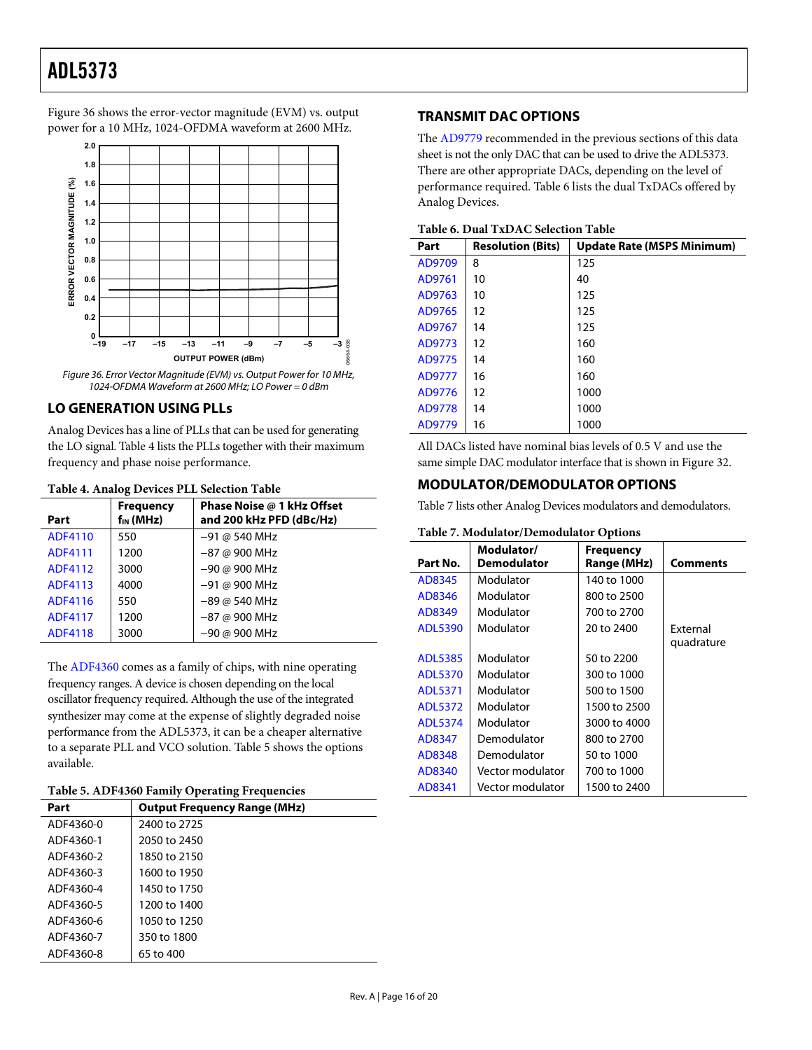Figure 36 shows the error-vector magnitude (EVM) vs. output power for a 10 MHz, 1024-OFDMA waveform at 2600 MHz.

*Figure 36. Error Vector Magnitude (EVM) vs. Output Power for 10 MHz, 1024-OFDMA Waveform at 2600 MHz; LO Power = 0 dBm*

## LO GENERATION USING PLLs

Analog Devices has a line of PLLs that can be used for generating the LO signal. Table 4 lists the PLLs together with their maximum frequency and phase noise performance.

**Table 4. Analog Devices PLL Selection Table**

| Part | Frequency $f_{IN}$ (MHz) | Phase Noise @ 1 kHz Offset and 200 kHz PFD (dBc/Hz) |
|---|---|---|
| ADF4110 | 550 | −91 @ 540 MHz |
| ADF4111 | 1200 | −87 @ 900 MHz |
| ADF4112 | 3000 | −90 @ 900 MHz |
| ADF4113 | 4000 | −91 @ 900 MHz |
| ADF4116 | 550 | −89 @ 540 MHz |
| ADF4117 | 1200 | −87 @ 900 MHz |
| ADF4118 | 3000 | −90 @ 900 MHz |

The ADF4360 comes as a family of chips, with nine operating frequency ranges. A device is chosen depending on the local oscillator frequency required. Although the use of the integrated synthesizer may come at the expense of slightly degraded noise performance from the ADL5373, it can be a cheaper alternative to a separate PLL and VCO solution. Table 5 shows the options available.

**Table 5. ADF4360 Family Operating Frequencies**

| Part | Output Frequency Range (MHz) |
|---|---|
| ADF4360-0 | 2400 to 2725 |
| ADF4360-1 | 2050 to 2450 |
| ADF4360-2 | 1850 to 2150 |
| ADF4360-3 | 1600 to 1950 |
| ADF4360-4 | 1450 to 1750 |
| ADF4360-5 | 1200 to 1400 |
| ADF4360-6 | 1050 to 1250 |
| ADF4360-7 | 350 to 1800 |
| ADF4360-8 | 65 to 400 |

## TRANSMIT DAC OPTIONS

The AD9779 recommended in the previous sections of this data sheet is not the only DAC that can be used to drive the ADL5373. There are other appropriate DACs, depending on the level of performance required. Table 6 lists the dual TxDACs offered by Analog Devices.

**Table 6. Dual TxDAC Selection Table**

| Part | Resolution (Bits) | Update Rate (MSPS Minimum) |
|---|---|---|
| AD9709 | 8 | 125 |
| AD9761 | 10 | 40 |
| AD9763 | 10 | 125 |
| AD9765 | 12 | 125 |
| AD9767 | 14 | 125 |
| AD9773 | 12 | 160 |
| AD9775 | 14 | 160 |
| AD9777 | 16 | 160 |
| AD9776 | 12 | 1000 |
| AD9778 | 14 | 1000 |
| AD9779 | 16 | 1000 |

All DACs listed have nominal bias levels of 0.5 V and use the same simple DAC modulator interface that is shown in Figure 32.

## MODULATOR/DEMODULATOR OPTIONS

Table 7 lists other Analog Devices modulators and demodulators.

**Table 7. Modulator/Demodulator Options**

| Part No. | Modulator/ Demodulator | Frequency Range (MHz) | Comments |
|---|---|---|---|
| AD8345 | Modulator | 140 to 1000 | |
| AD8346 | Modulator | 800 to 2500 | |
| AD8349 | Modulator | 700 to 2700 | |
| ADL5390 | Modulator | 20 to 2400 | External quadrature |
| ADL5385 | Modulator | 50 to 2200 | |
| ADL5370 | Modulator | 300 to 1000 | |
| ADL5371 | Modulator | 500 to 1500 | |
| ADL5372 | Modulator | 1500 to 2500 | |
| ADL5374 | Modulator | 3000 to 4000 | |
| AD8347 | Demodulator | 800 to 2700 | |
| AD8348 | Demodulator | 50 to 1000 | |
| AD8340 | Vector modulator | 700 to 1000 | |
| AD8341 | Vector modulator | 1500 to 2400 | |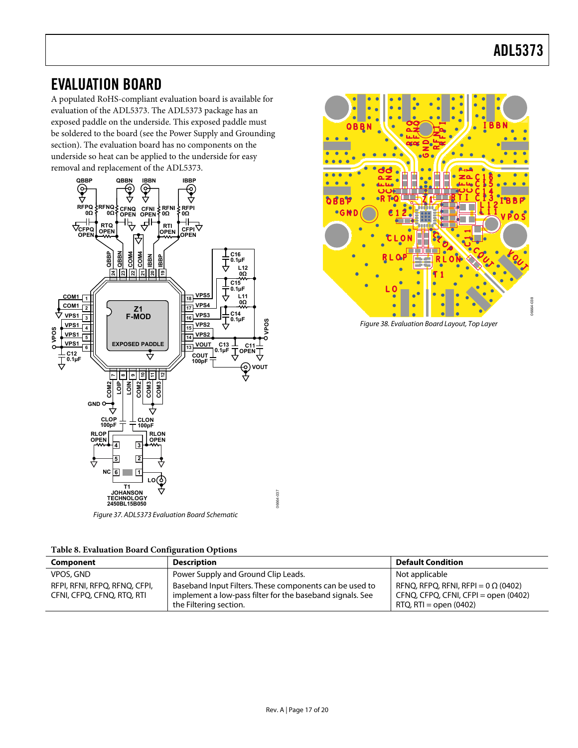## EVALUATION BOARD

A populated RoHS-compliant evaluation board is available for evaluation of the ADL5373. The ADL5373 package has an exposed paddle on the underside. This exposed paddle must be soldered to the board (see the Power Supply and Grounding section). The evaluation board has no components on the underside so heat can be applied to the underside for easy removal and replacement of the ADL5373.

*Figure 37. ADL5373 Evaluation Board Schematic*

*Figure 38. Evaluation Board Layout, Top Layer*

**Table 8. Evaluation Board Configuration Options**

| Component | Description | Default Condition |
|---|---|---|
| VPOS, GND | Power Supply and Ground Clip Leads. | Not applicable |
| RFPI, RFNI, RFPQ, RFNQ, CFPI, CFNI, CFPQ, CFNQ, RTQ, RTI | Baseband Input Filters. These components can be used to implement a low-pass filter for the baseband signals. See the Filtering section. | RFNQ, RFPQ, RFNI, RFPI = 0 Ω (0402)<br>CFNQ, CFPQ, CFNI, CFPI = open (0402)<br>RTQ, RTI = open (0402) |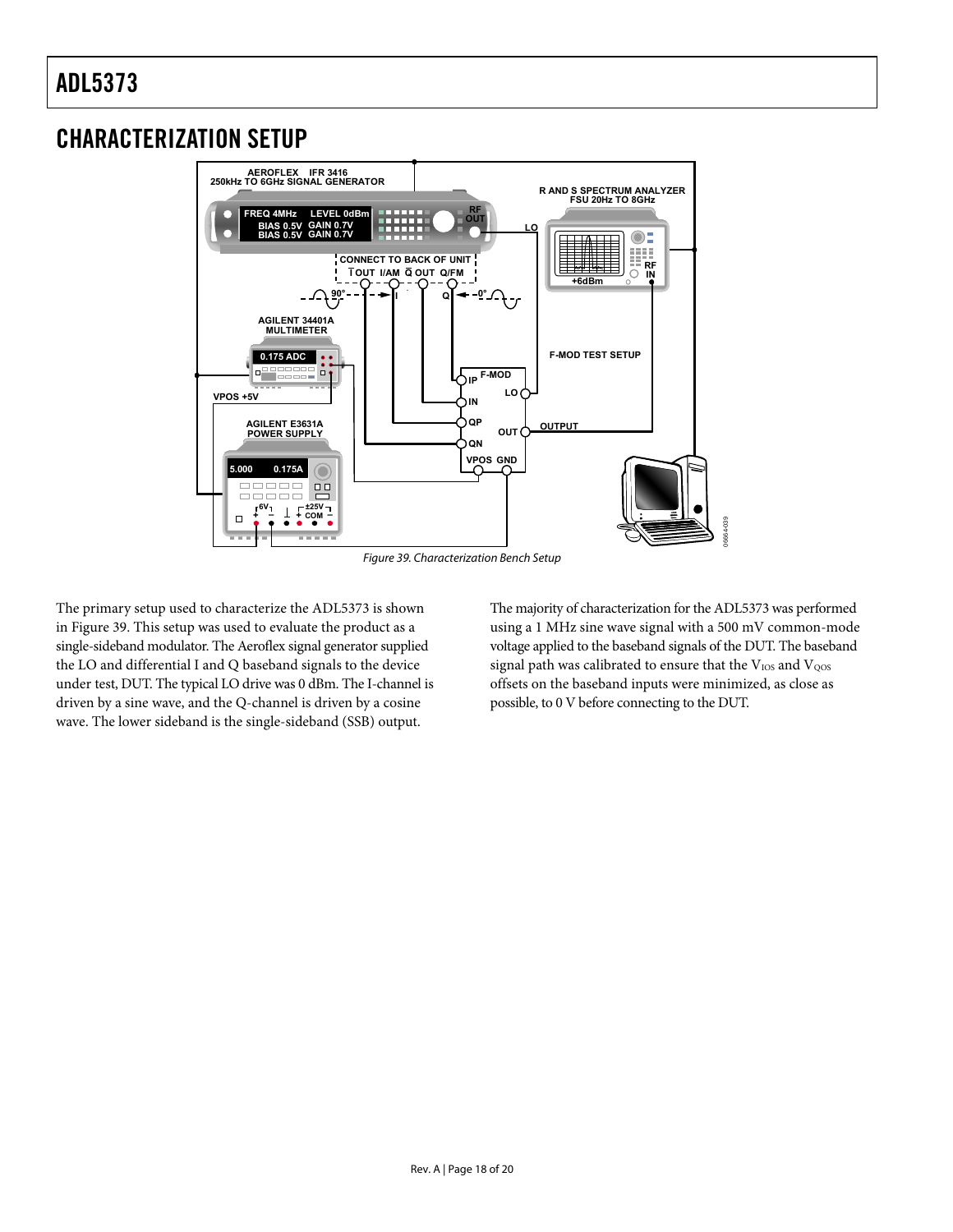## CHARACTERIZATION SETUP

Figure 39. Characterization Bench Setup

The primary setup used to characterize the ADL5373 is shown in Figure 39. This setup was used to evaluate the product as a single-sideband modulator. The Aeroflex signal generator supplied the LO and differential I and Q baseband signals to the device under test, DUT. The typical LO drive was 0 dBm. The I-channel is driven by a sine wave, and the Q-channel is driven by a cosine wave. The lower sideband is the single-sideband (SSB) output.

The majority of characterization for the ADL5373 was performed using a 1 MHz sine wave signal with a 500 mV common-mode voltage applied to the baseband signals of the DUT. The baseband signal path was calibrated to ensure that the $V_{IOS}$ and $V_{QOS}$ offsets on the baseband inputs were minimized, as close as possible, to 0 V before connecting to the DUT.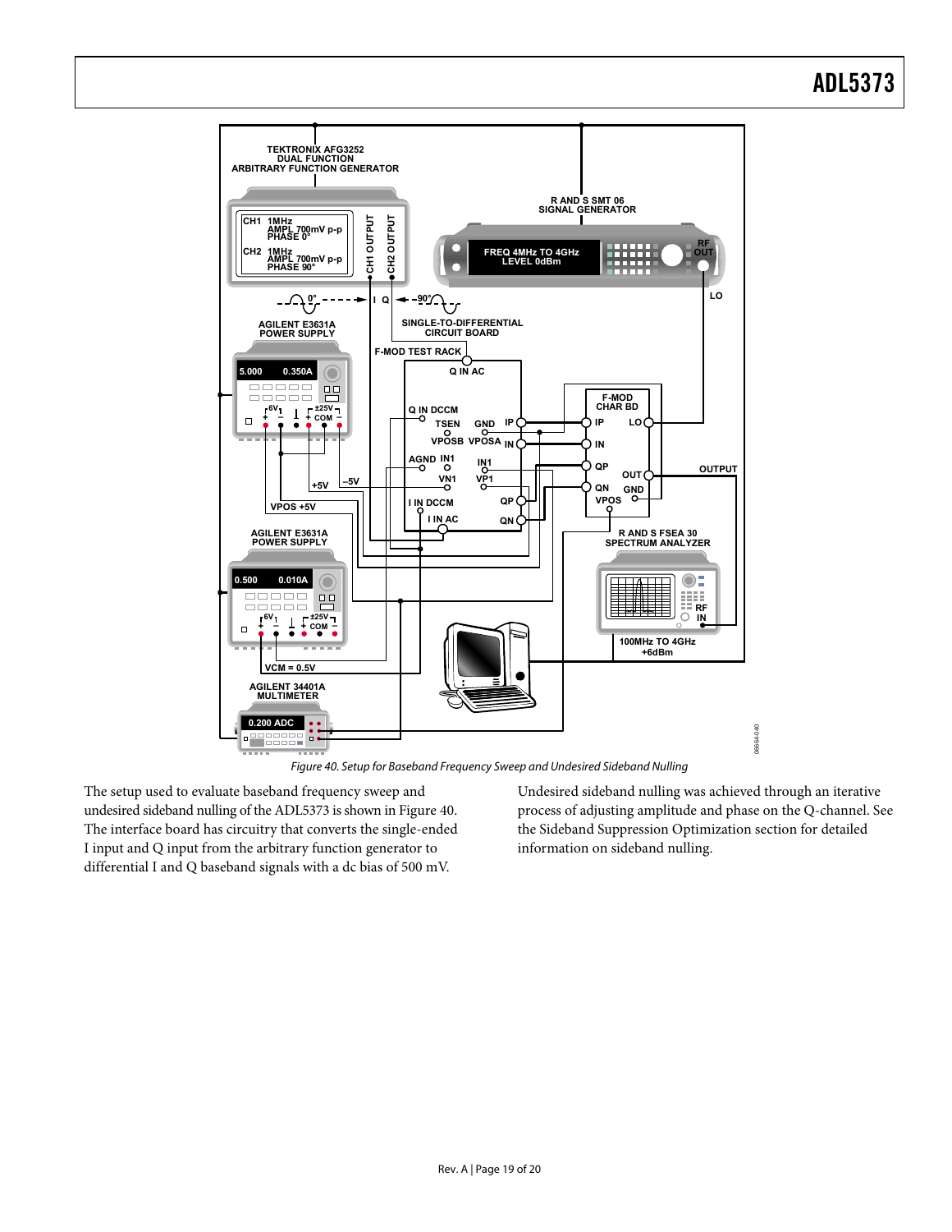Figure 40. Setup for Baseband Frequency Sweep and Undesired Sideband Nulling

The setup used to evaluate baseband frequency sweep and undesired sideband nulling of the ADL5373 is shown in Figure 40. The interface board has circuitry that converts the single-ended I input and Q input from the arbitrary function generator to differential I and Q baseband signals with a dc bias of 500 mV.

Undesired sideband nulling was achieved through an iterative process of adjusting amplitude and phase on the Q-channel. See the Sideband Suppression Optimization section for detailed information on sideband nulling.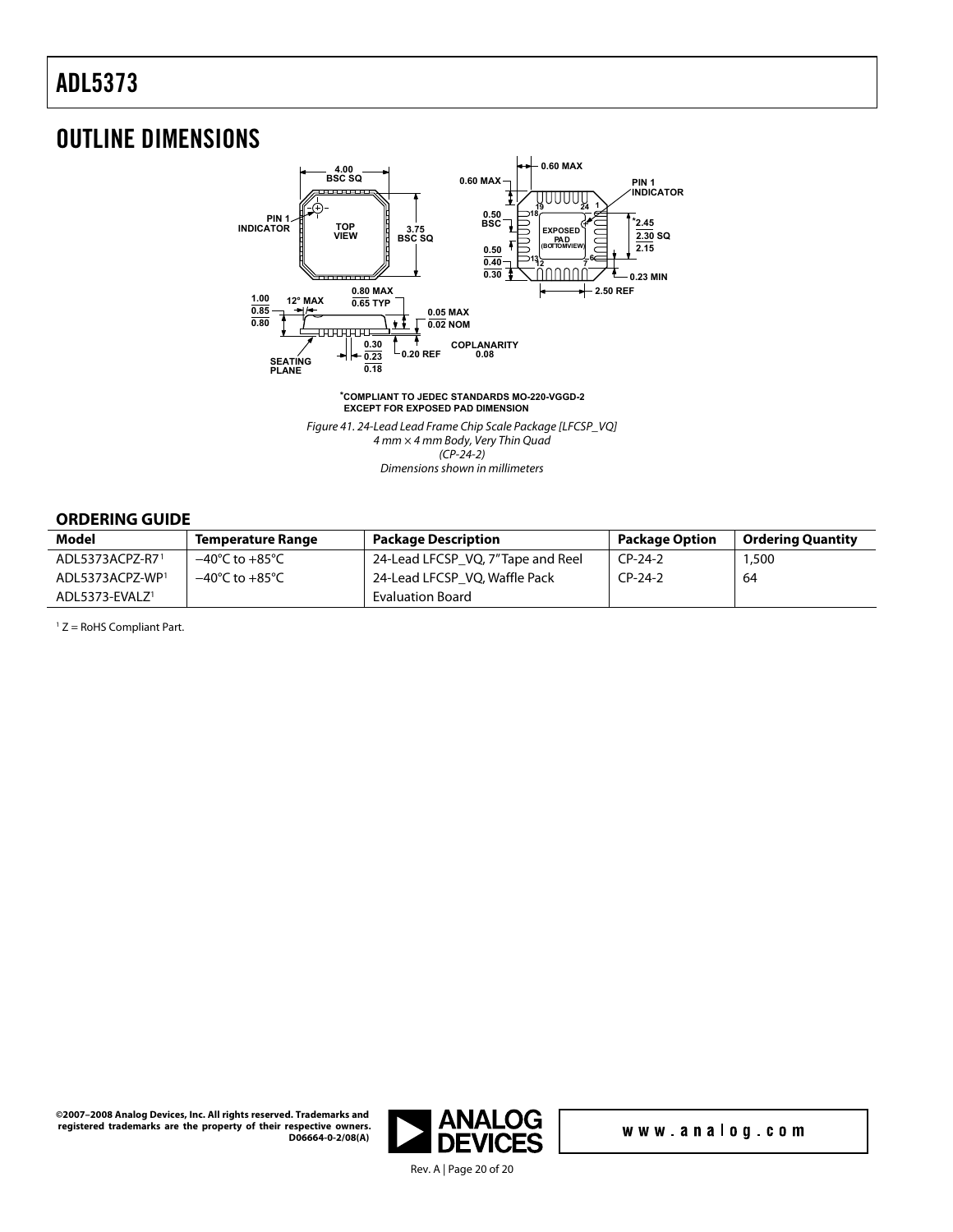## OUTLINE DIMENSIONS

4.00 BSC SQ

PIN 1 INDICATOR

TOP VIEW

3.75 BSC SQ

0.60 MAX

0.60 MAX

0.50 BSC

0.50
0.40
0.30

19 24 1 18 13 12 7 6

EXPOSED PAD (BOTTOMVIEW)

PIN 1 INDICATOR

*2.45
2.30 SQ
2.15

0.23 MIN

2.50 REF

1.00
0.85
0.80

12° MAX

0.80 MAX
0.65 TYP

0.05 MAX
0.02 NOM

0.30
0.23
0.18

0.20 REF

COPLANARITY 0.08

SEATING PLANE

*COMPLIANT TO JEDEC STANDARDS MO-220-VGGD-2 EXCEPT FOR EXPOSED PAD DIMENSION

*Figure 41. 24-Lead Lead Frame Chip Scale Package [LFCSP_VQ] 4 mm × 4 mm Body, Very Thin Quad (CP-24-2) Dimensions shown in millimeters*

### ORDERING GUIDE

| Model | Temperature Range | Package Description | Package Option | Ordering Quantity |
|---|---|---|---|---|
| ADL5373ACPZ-R7[1] | −40°C to +85°C | 24-Lead LFCSP_VQ, 7" Tape and Reel | CP-24-2 | 1,500 |
| ADL5373ACPZ-WP[1] | −40°C to +85°C | 24-Lead LFCSP_VQ, Waffle Pack | CP-24-2 | 64 |
| ADL5373-EVALZ[1] | | Evaluation Board | | |

[1] Z = RoHS Compliant Part.

©2007–2008 Analog Devices, Inc. All rights reserved. Trademarks and registered trademarks are the property of their respective owners. D06664-0-2/08(A)

www.analog.com